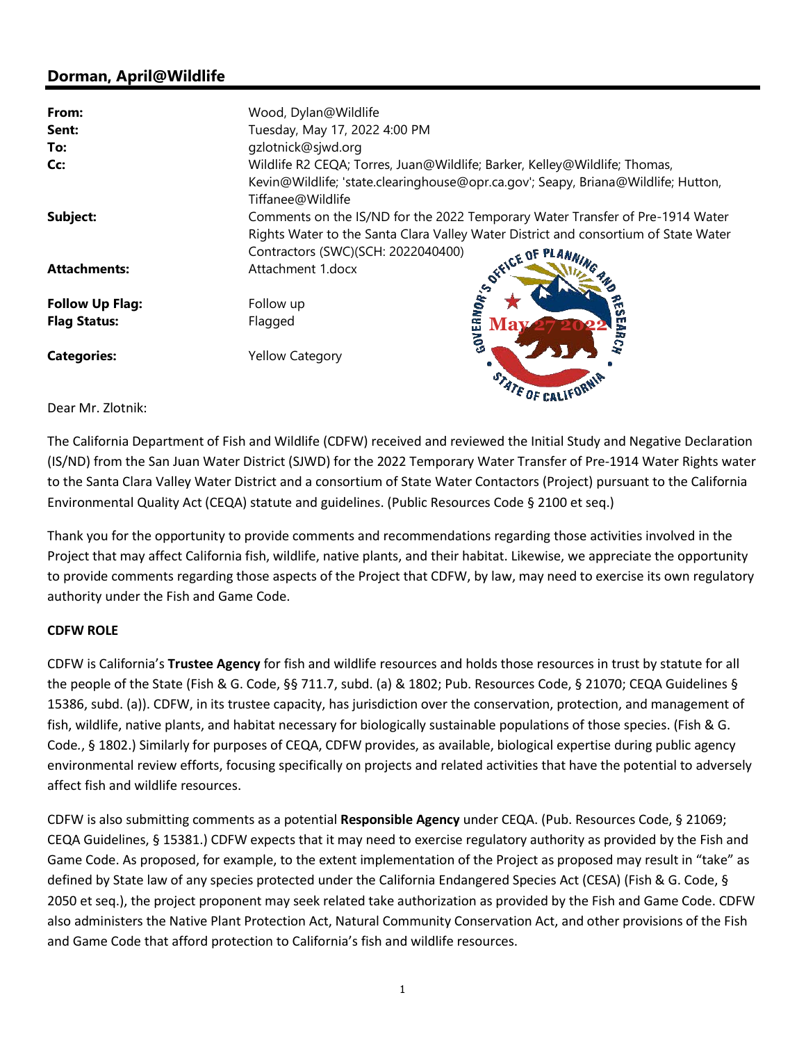## Dorman, April@Wildlife

| | |
|---|---|
| **From:** | Wood, Dylan@Wildlife |
| **Sent:** | Tuesday, May 17, 2022 4:00 PM |
| **To:** | gzlotnick@sjwd.org |
| **Cc:** | Wildlife R2 CEQA; Torres, Juan@Wildlife; Barker, Kelley@Wildlife; Thomas, Kevin@Wildlife; 'state.clearinghouse@opr.ca.gov'; Seapy, Briana@Wildlife; Hutton, Tiffanee@Wildlife |
| **Subject:** | Comments on the IS/ND for the 2022 Temporary Water Transfer of Pre-1914 Water Rights Water to the Santa Clara Valley Water District and consortium of State Water Contractors (SWC)(SCH: 2022040400) |
| **Attachments:** | Attachment 1.docx |
| **Follow Up Flag:** | Follow up |
| **Flag Status:** | Flagged |
| **Categories:** | Yellow Category |

GOVERNOR'S OFFICE OF PLANNING AND RESEARCH
May 27 2022
STATE OF CALIFORNIA

Dear Mr. Zlotnik:

The California Department of Fish and Wildlife (CDFW) received and reviewed the Initial Study and Negative Declaration (IS/ND) from the San Juan Water District (SJWD) for the 2022 Temporary Water Transfer of Pre-1914 Water Rights water to the Santa Clara Valley Water District and a consortium of State Water Contactors (Project) pursuant to the California Environmental Quality Act (CEQA) statute and guidelines. (Public Resources Code § 2100 et seq.)

Thank you for the opportunity to provide comments and recommendations regarding those activities involved in the Project that may affect California fish, wildlife, native plants, and their habitat. Likewise, we appreciate the opportunity to provide comments regarding those aspects of the Project that CDFW, by law, may need to exercise its own regulatory authority under the Fish and Game Code.

**CDFW ROLE**

CDFW is California's **Trustee Agency** for fish and wildlife resources and holds those resources in trust by statute for all the people of the State (Fish & G. Code, §§ 711.7, subd. (a) & 1802; Pub. Resources Code, § 21070; CEQA Guidelines § 15386, subd. (a)). CDFW, in its trustee capacity, has jurisdiction over the conservation, protection, and management of fish, wildlife, native plants, and habitat necessary for biologically sustainable populations of those species. (Fish & G. Code., § 1802.) Similarly for purposes of CEQA, CDFW provides, as available, biological expertise during public agency environmental review efforts, focusing specifically on projects and related activities that have the potential to adversely affect fish and wildlife resources.

CDFW is also submitting comments as a potential **Responsible Agency** under CEQA. (Pub. Resources Code, § 21069; CEQA Guidelines, § 15381.) CDFW expects that it may need to exercise regulatory authority as provided by the Fish and Game Code. As proposed, for example, to the extent implementation of the Project as proposed may result in "take" as defined by State law of any species protected under the California Endangered Species Act (CESA) (Fish & G. Code, § 2050 et seq.), the project proponent may seek related take authorization as provided by the Fish and Game Code. CDFW also administers the Native Plant Protection Act, Natural Community Conservation Act, and other provisions of the Fish and Game Code that afford protection to California's fish and wildlife resources.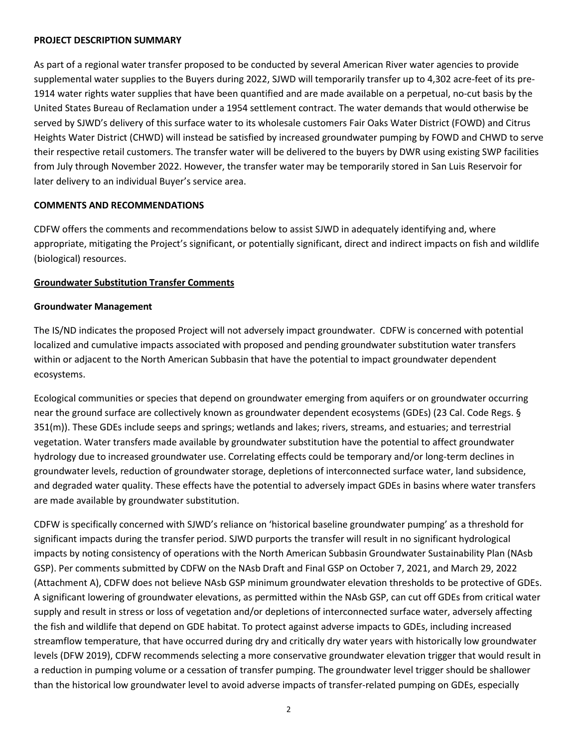**PROJECT DESCRIPTION SUMMARY**

As part of a regional water transfer proposed to be conducted by several American River water agencies to provide supplemental water supplies to the Buyers during 2022, SJWD will temporarily transfer up to 4,302 acre-feet of its pre-1914 water rights water supplies that have been quantified and are made available on a perpetual, no-cut basis by the United States Bureau of Reclamation under a 1954 settlement contract. The water demands that would otherwise be served by SJWD's delivery of this surface water to its wholesale customers Fair Oaks Water District (FOWD) and Citrus Heights Water District (CHWD) will instead be satisfied by increased groundwater pumping by FOWD and CHWD to serve their respective retail customers. The transfer water will be delivered to the buyers by DWR using existing SWP facilities from July through November 2022. However, the transfer water may be temporarily stored in San Luis Reservoir for later delivery to an individual Buyer's service area.

**COMMENTS AND RECOMMENDATIONS**

CDFW offers the comments and recommendations below to assist SJWD in adequately identifying and, where appropriate, mitigating the Project's significant, or potentially significant, direct and indirect impacts on fish and wildlife (biological) resources.

**Groundwater Substitution Transfer Comments**

**Groundwater Management**

The IS/ND indicates the proposed Project will not adversely impact groundwater. CDFW is concerned with potential localized and cumulative impacts associated with proposed and pending groundwater substitution water transfers within or adjacent to the North American Subbasin that have the potential to impact groundwater dependent ecosystems.

Ecological communities or species that depend on groundwater emerging from aquifers or on groundwater occurring near the ground surface are collectively known as groundwater dependent ecosystems (GDEs) (23 Cal. Code Regs. § 351(m)). These GDEs include seeps and springs; wetlands and lakes; rivers, streams, and estuaries; and terrestrial vegetation. Water transfers made available by groundwater substitution have the potential to affect groundwater hydrology due to increased groundwater use. Correlating effects could be temporary and/or long-term declines in groundwater levels, reduction of groundwater storage, depletions of interconnected surface water, land subsidence, and degraded water quality. These effects have the potential to adversely impact GDEs in basins where water transfers are made available by groundwater substitution.

CDFW is specifically concerned with SJWD's reliance on 'historical baseline groundwater pumping' as a threshold for significant impacts during the transfer period. SJWD purports the transfer will result in no significant hydrological impacts by noting consistency of operations with the North American Subbasin Groundwater Sustainability Plan (NAsb GSP). Per comments submitted by CDFW on the NAsb Draft and Final GSP on October 7, 2021, and March 29, 2022 (Attachment A), CDFW does not believe NAsb GSP minimum groundwater elevation thresholds to be protective of GDEs. A significant lowering of groundwater elevations, as permitted within the NAsb GSP, can cut off GDEs from critical water supply and result in stress or loss of vegetation and/or depletions of interconnected surface water, adversely affecting the fish and wildlife that depend on GDE habitat. To protect against adverse impacts to GDEs, including increased streamflow temperature, that have occurred during dry and critically dry water years with historically low groundwater levels (DFW 2019), CDFW recommends selecting a more conservative groundwater elevation trigger that would result in a reduction in pumping volume or a cessation of transfer pumping. The groundwater level trigger should be shallower than the historical low groundwater level to avoid adverse impacts of transfer-related pumping on GDEs, especially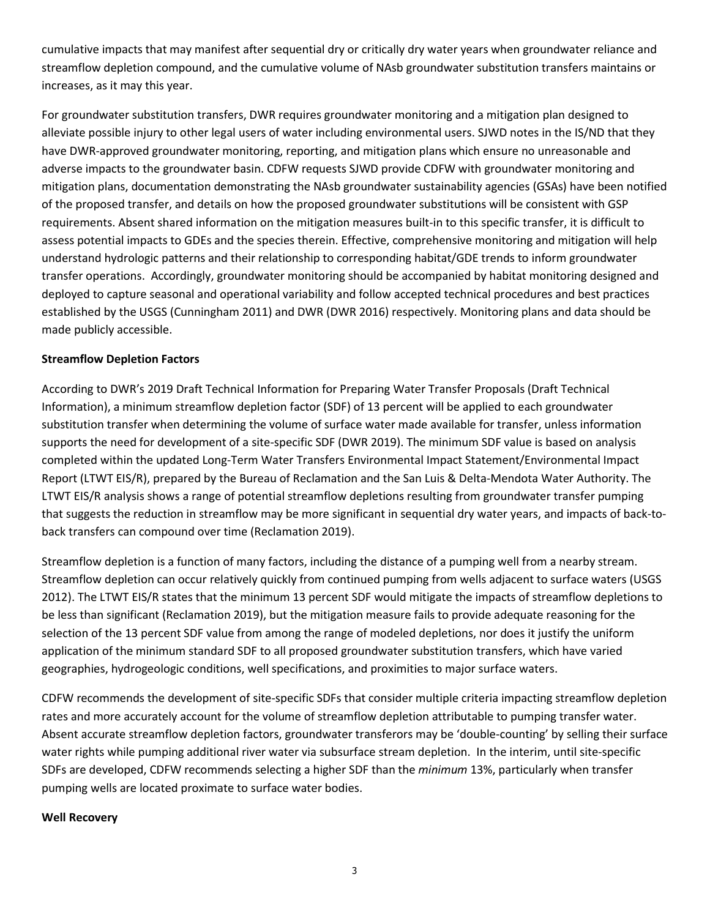cumulative impacts that may manifest after sequential dry or critically dry water years when groundwater reliance and streamflow depletion compound, and the cumulative volume of NAsb groundwater substitution transfers maintains or increases, as it may this year.

For groundwater substitution transfers, DWR requires groundwater monitoring and a mitigation plan designed to alleviate possible injury to other legal users of water including environmental users. SJWD notes in the IS/ND that they have DWR-approved groundwater monitoring, reporting, and mitigation plans which ensure no unreasonable and adverse impacts to the groundwater basin. CDFW requests SJWD provide CDFW with groundwater monitoring and mitigation plans, documentation demonstrating the NAsb groundwater sustainability agencies (GSAs) have been notified of the proposed transfer, and details on how the proposed groundwater substitutions will be consistent with GSP requirements. Absent shared information on the mitigation measures built-in to this specific transfer, it is difficult to assess potential impacts to GDEs and the species therein. Effective, comprehensive monitoring and mitigation will help understand hydrologic patterns and their relationship to corresponding habitat/GDE trends to inform groundwater transfer operations. Accordingly, groundwater monitoring should be accompanied by habitat monitoring designed and deployed to capture seasonal and operational variability and follow accepted technical procedures and best practices established by the USGS (Cunningham 2011) and DWR (DWR 2016) respectively. Monitoring plans and data should be made publicly accessible.

**Streamflow Depletion Factors**

According to DWR's 2019 Draft Technical Information for Preparing Water Transfer Proposals (Draft Technical Information), a minimum streamflow depletion factor (SDF) of 13 percent will be applied to each groundwater substitution transfer when determining the volume of surface water made available for transfer, unless information supports the need for development of a site-specific SDF (DWR 2019). The minimum SDF value is based on analysis completed within the updated Long-Term Water Transfers Environmental Impact Statement/Environmental Impact Report (LTWT EIS/R), prepared by the Bureau of Reclamation and the San Luis & Delta-Mendota Water Authority. The LTWT EIS/R analysis shows a range of potential streamflow depletions resulting from groundwater transfer pumping that suggests the reduction in streamflow may be more significant in sequential dry water years, and impacts of back-to-back transfers can compound over time (Reclamation 2019).

Streamflow depletion is a function of many factors, including the distance of a pumping well from a nearby stream. Streamflow depletion can occur relatively quickly from continued pumping from wells adjacent to surface waters (USGS 2012). The LTWT EIS/R states that the minimum 13 percent SDF would mitigate the impacts of streamflow depletions to be less than significant (Reclamation 2019), but the mitigation measure fails to provide adequate reasoning for the selection of the 13 percent SDF value from among the range of modeled depletions, nor does it justify the uniform application of the minimum standard SDF to all proposed groundwater substitution transfers, which have varied geographies, hydrogeologic conditions, well specifications, and proximities to major surface waters.

CDFW recommends the development of site-specific SDFs that consider multiple criteria impacting streamflow depletion rates and more accurately account for the volume of streamflow depletion attributable to pumping transfer water. Absent accurate streamflow depletion factors, groundwater transferors may be 'double-counting' by selling their surface water rights while pumping additional river water via subsurface stream depletion. In the interim, until site-specific SDFs are developed, CDFW recommends selecting a higher SDF than the *minimum* 13%, particularly when transfer pumping wells are located proximate to surface water bodies.

**Well Recovery**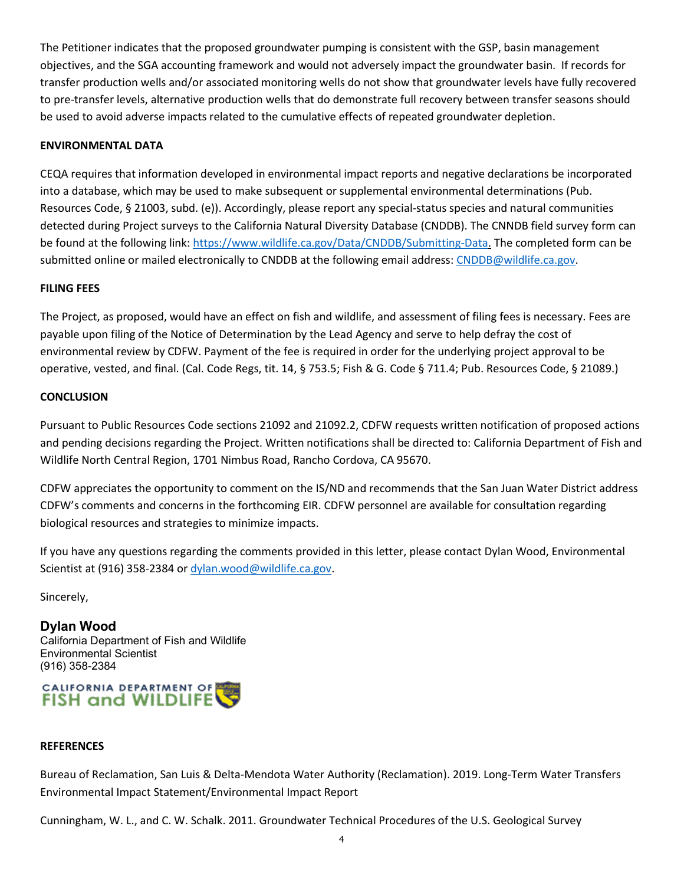The Petitioner indicates that the proposed groundwater pumping is consistent with the GSP, basin management objectives, and the SGA accounting framework and would not adversely impact the groundwater basin. If records for transfer production wells and/or associated monitoring wells do not show that groundwater levels have fully recovered to pre-transfer levels, alternative production wells that do demonstrate full recovery between transfer seasons should be used to avoid adverse impacts related to the cumulative effects of repeated groundwater depletion.

**ENVIRONMENTAL DATA**

CEQA requires that information developed in environmental impact reports and negative declarations be incorporated into a database, which may be used to make subsequent or supplemental environmental determinations (Pub. Resources Code, § 21003, subd. (e)). Accordingly, please report any special-status species and natural communities detected during Project surveys to the California Natural Diversity Database (CNDDB). The CNNDB field survey form can be found at the following link: [https://www.wildlife.ca.gov/Data/CNDDB/Submitting-Data](https://www.wildlife.ca.gov/Data/CNDDB/Submitting-Data). The completed form can be submitted online or mailed electronically to CNDDB at the following email address: [CNDDB@wildlife.ca.gov](mailto:CNDDB@wildlife.ca.gov).

**FILING FEES**

The Project, as proposed, would have an effect on fish and wildlife, and assessment of filing fees is necessary. Fees are payable upon filing of the Notice of Determination by the Lead Agency and serve to help defray the cost of environmental review by CDFW. Payment of the fee is required in order for the underlying project approval to be operative, vested, and final. (Cal. Code Regs, tit. 14, § 753.5; Fish & G. Code § 711.4; Pub. Resources Code, § 21089.)

**CONCLUSION**

Pursuant to Public Resources Code sections 21092 and 21092.2, CDFW requests written notification of proposed actions and pending decisions regarding the Project. Written notifications shall be directed to: California Department of Fish and Wildlife North Central Region, 1701 Nimbus Road, Rancho Cordova, CA 95670.

CDFW appreciates the opportunity to comment on the IS/ND and recommends that the San Juan Water District address CDFW's comments and concerns in the forthcoming EIR. CDFW personnel are available for consultation regarding biological resources and strategies to minimize impacts.

If you have any questions regarding the comments provided in this letter, please contact Dylan Wood, Environmental Scientist at (916) 358-2384 or [dylan.wood@wildlife.ca.gov](mailto:dylan.wood@wildlife.ca.gov).

Sincerely,

**Dylan Wood**
California Department of Fish and Wildlife
Environmental Scientist
(916) 358-2384

CALIFORNIA DEPARTMENT OF FISH and WILDLIFE

**REFERENCES**

Bureau of Reclamation, San Luis & Delta-Mendota Water Authority (Reclamation). 2019. Long-Term Water Transfers Environmental Impact Statement/Environmental Impact Report

Cunningham, W. L., and C. W. Schalk. 2011. Groundwater Technical Procedures of the U.S. Geological Survey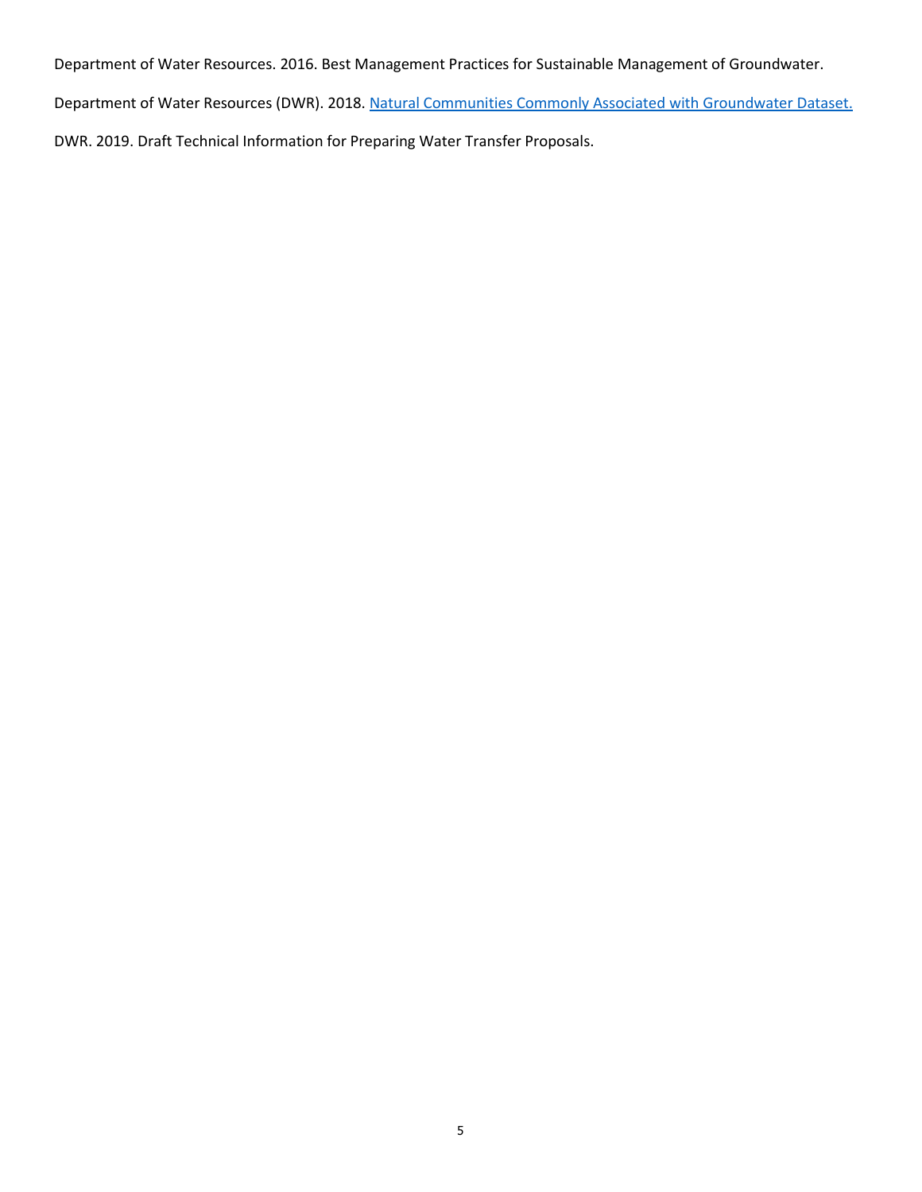Department of Water Resources. 2016. Best Management Practices for Sustainable Management of Groundwater.

Department of Water Resources (DWR). 2018. Natural Communities Commonly Associated with Groundwater Dataset.

DWR. 2019. Draft Technical Information for Preparing Water Transfer Proposals.